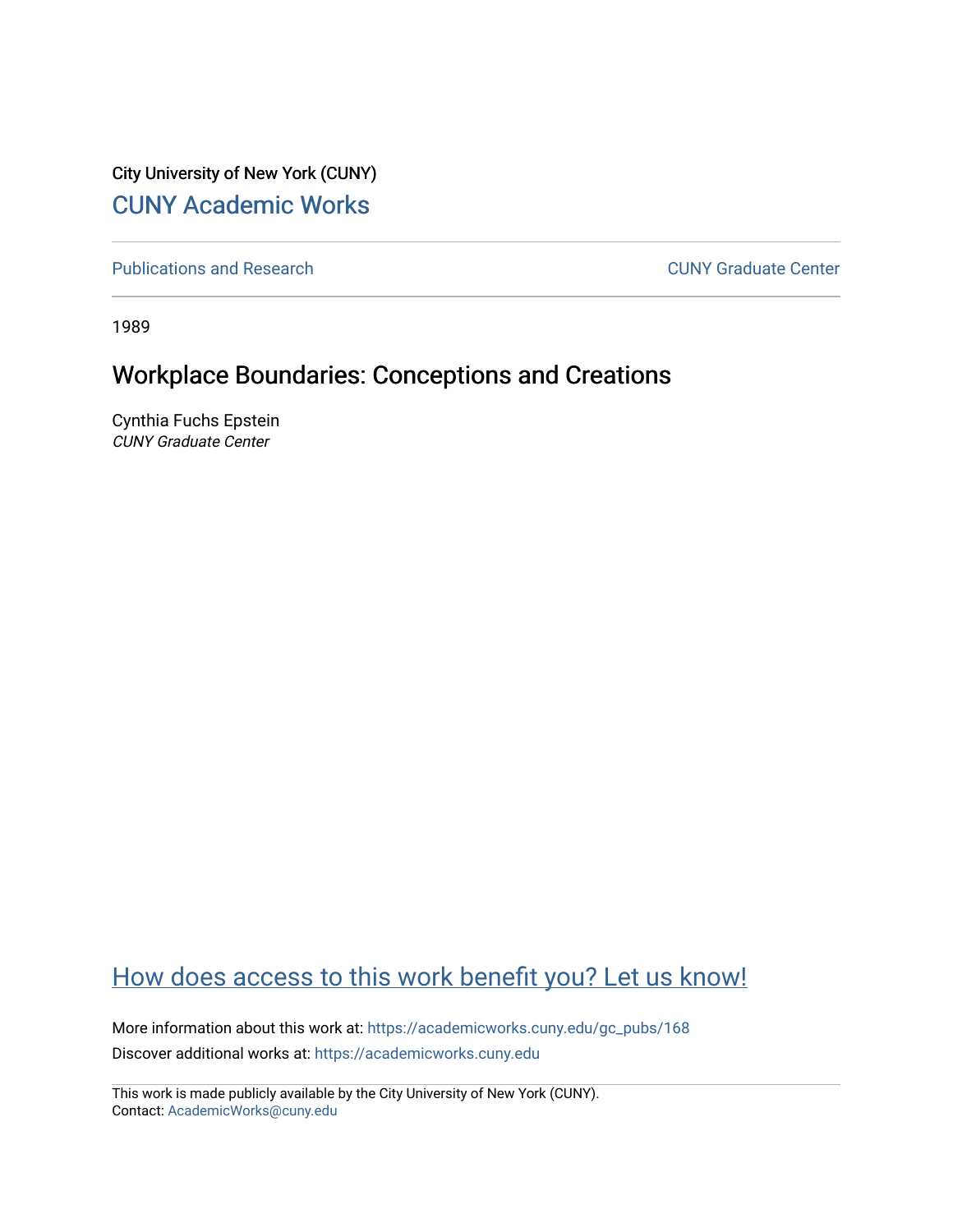City University of New York (CUNY)

CUNY Academic Works

Publications and Research

CUNY Graduate Center

1989

# Workplace Boundaries: Conceptions and Creations

Cynthia Fuchs Epstein

*CUNY Graduate Center*

How does access to this work benefit you? Let us know!

More information about this work at: https://academicworks.cuny.edu/gc_pubs/168

Discover additional works at: https://academicworks.cuny.edu

This work is made publicly available by the City University of New York (CUNY).
Contact: AcademicWorks@cuny.edu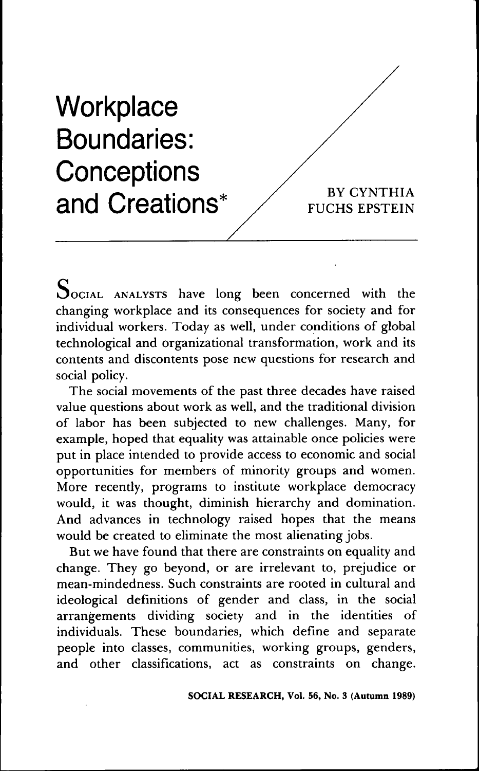# Workplace Boundaries: Conceptions and Creations*

BY CYNTHIA FUCHS EPSTEIN

SOCIAL ANALYSTS have long been concerned with the changing workplace and its consequences for society and for individual workers. Today as well, under conditions of global technological and organizational transformation, work and its contents and discontents pose new questions for research and social policy.

The social movements of the past three decades have raised value questions about work as well, and the traditional division of labor has been subjected to new challenges. Many, for example, hoped that equality was attainable once policies were put in place intended to provide access to economic and social opportunities for members of minority groups and women. More recently, programs to institute workplace democracy would, it was thought, diminish hierarchy and domination. And advances in technology raised hopes that the means would be created to eliminate the most alienating jobs.

But we have found that there are constraints on equality and change. They go beyond, or are irrelevant to, prejudice or mean-mindedness. Such constraints are rooted in cultural and ideological definitions of gender and class, in the social arrangements dividing society and in the identities of individuals. These boundaries, which define and separate people into classes, communities, working groups, genders, and other classifications, act as constraints on change.

SOCIAL RESEARCH, Vol. 56, No. 3 (Autumn 1989)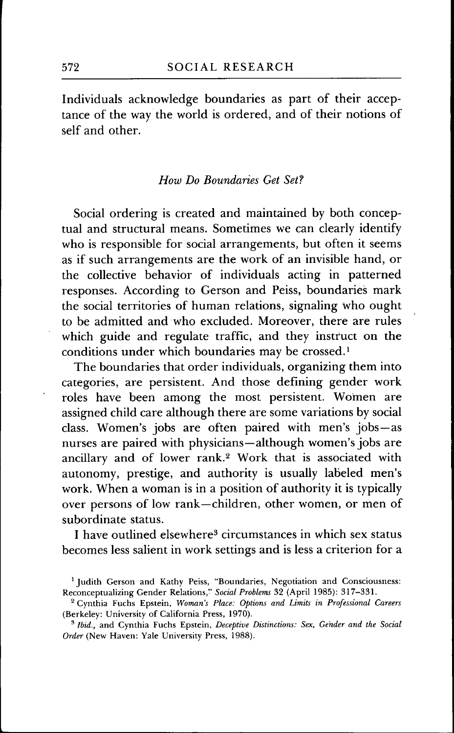Individuals acknowledge boundaries as part of their acceptance of the way the world is ordered, and of their notions of self and other.

### *How Do Boundaries Get Set?*

Social ordering is created and maintained by both conceptual and structural means. Sometimes we can clearly identify who is responsible for social arrangements, but often it seems as if such arrangements are the work of an invisible hand, or the collective behavior of individuals acting in patterned responses. According to Gerson and Peiss, boundaries mark the social territories of human relations, signaling who ought to be admitted and who excluded. Moreover, there are rules which guide and regulate traffic, and they instruct on the conditions under which boundaries may be crossed.[1]

The boundaries that order individuals, organizing them into categories, are persistent. And those defining gender work roles have been among the most persistent. Women are assigned child care although there are some variations by social class. Women's jobs are often paired with men's jobs—as nurses are paired with physicians—although women's jobs are ancillary and of lower rank.[2] Work that is associated with autonomy, prestige, and authority is usually labeled men's work. When a woman is in a position of authority it is typically over persons of low rank—children, other women, or men of subordinate status.

I have outlined elsewhere[3] circumstances in which sex status becomes less salient in work settings and is less a criterion for a

[1] Judith Gerson and Kathy Peiss, "Boundaries, Negotiation and Consciousness: Reconceptualizing Gender Relations," *Social Problems* 32 (April 1985): 317–331.

[2] Cynthia Fuchs Epstein, *Woman's Place: Options and Limits in Professional Careers* (Berkeley: University of California Press, 1970).

[3] *Ibid.*, and Cynthia Fuchs Epstein, *Deceptive Distinctions: Sex, Gender and the Social Order* (New Haven: Yale University Press, 1988).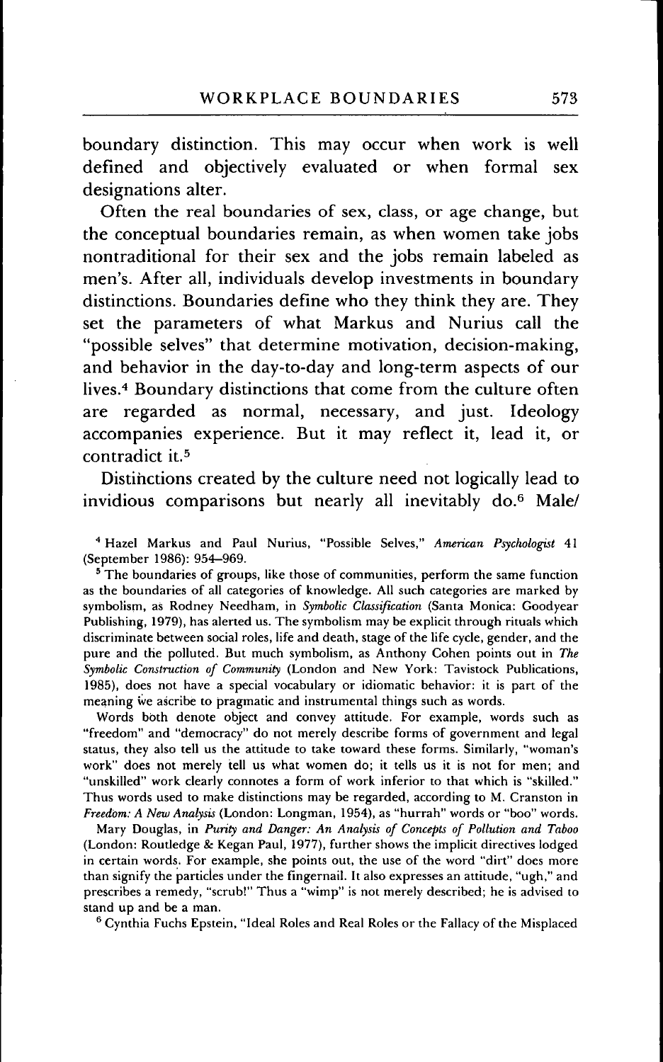boundary distinction. This may occur when work is well defined and objectively evaluated or when formal sex designations alter.

Often the real boundaries of sex, class, or age change, but the conceptual boundaries remain, as when women take jobs nontraditional for their sex and the jobs remain labeled as men's. After all, individuals develop investments in boundary distinctions. Boundaries define who they think they are. They set the parameters of what Markus and Nurius call the "possible selves" that determine motivation, decision-making, and behavior in the day-to-day and long-term aspects of our lives.[4] Boundary distinctions that come from the culture often are regarded as normal, necessary, and just. Ideology accompanies experience. But it may reflect it, lead it, or contradict it.[5]

Distinctions created by the culture need not logically lead to invidious comparisons but nearly all inevitably do.[6] Male/

[4] Hazel Markus and Paul Nurius, "Possible Selves," *American Psychologist* 41 (September 1986): 954–969.

[5] The boundaries of groups, like those of communities, perform the same function as the boundaries of all categories of knowledge. All such categories are marked by symbolism, as Rodney Needham, in *Symbolic Classification* (Santa Monica: Goodyear Publishing, 1979), has alerted us. The symbolism may be explicit through rituals which discriminate between social roles, life and death, stage of the life cycle, gender, and the pure and the polluted. But much symbolism, as Anthony Cohen points out in *The Symbolic Construction of Community* (London and New York: Tavistock Publications, 1985), does not have a special vocabulary or idiomatic behavior: it is part of the meaning we ascribe to pragmatic and instrumental things such as words.

Words both denote object and convey attitude. For example, words such as "freedom" and "democracy" do not merely describe forms of government and legal status, they also tell us the attitude to take toward these forms. Similarly, "woman's work" does not merely tell us what women do; it tells us it is not for men; and "unskilled" work clearly connotes a form of work inferior to that which is "skilled." Thus words used to make distinctions may be regarded, according to M. Cranston in *Freedom: A New Analysis* (London: Longman, 1954), as "hurrah" words or "boo" words.

Mary Douglas, in *Purity and Danger: An Analysis of Concepts of Pollution and Taboo* (London: Routledge & Kegan Paul, 1977), further shows the implicit directives lodged in certain words. For example, she points out, the use of the word "dirt" does more than signify the particles under the fingernail. It also expresses an attitude, "ugh," and prescribes a remedy, "scrub!" Thus a "wimp" is not merely described; he is advised to stand up and be a man.

[6] Cynthia Fuchs Epstein, "Ideal Roles and Real Roles or the Fallacy of the Misplaced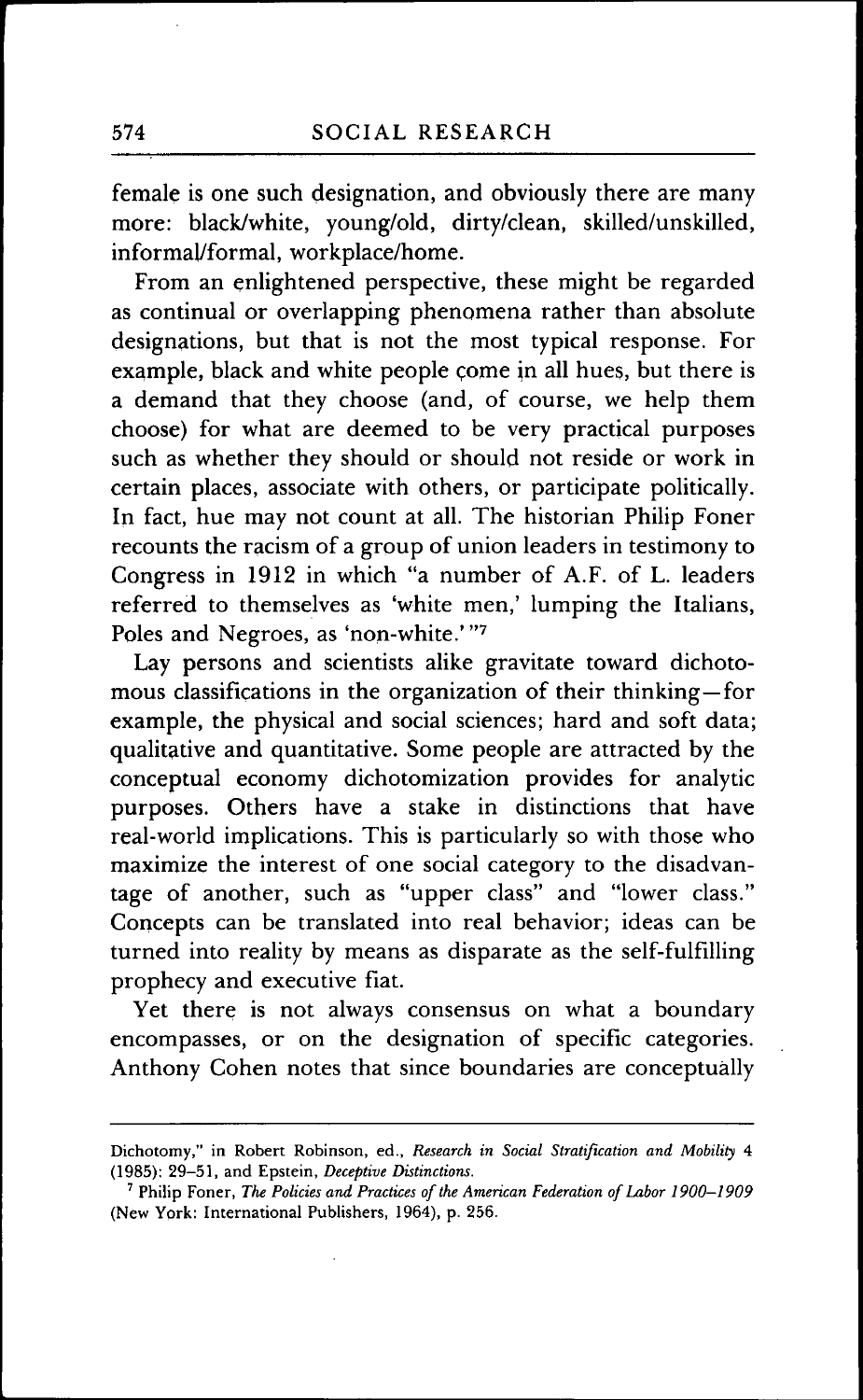female is one such designation, and obviously there are many more: black/white, young/old, dirty/clean, skilled/unskilled, informal/formal, workplace/home.

From an enlightened perspective, these might be regarded as continual or overlapping phenomena rather than absolute designations, but that is not the most typical response. For example, black and white people come in all hues, but there is a demand that they choose (and, of course, we help them choose) for what are deemed to be very practical purposes such as whether they should or should not reside or work in certain places, associate with others, or participate politically. In fact, hue may not count at all. The historian Philip Foner recounts the racism of a group of union leaders in testimony to Congress in 1912 in which "a number of A.F. of L. leaders referred to themselves as 'white men,' lumping the Italians, Poles and Negroes, as 'non-white.'"[7]

Lay persons and scientists alike gravitate toward dichotomous classifications in the organization of their thinking—for example, the physical and social sciences; hard and soft data; qualitative and quantitative. Some people are attracted by the conceptual economy dichotomization provides for analytic purposes. Others have a stake in distinctions that have real-world implications. This is particularly so with those who maximize the interest of one social category to the disadvantage of another, such as "upper class" and "lower class." Concepts can be translated into real behavior; ideas can be turned into reality by means as disparate as the self-fulfilling prophecy and executive fiat.

Yet there is not always consensus on what a boundary encompasses, or on the designation of specific categories. Anthony Cohen notes that since boundaries are conceptually

---

Dichotomy," in Robert Robinson, ed., *Research in Social Stratification and Mobility* 4 (1985): 29–51, and Epstein, *Deceptive Distinctions.*

[7] Philip Foner, *The Policies and Practices of the American Federation of Labor 1900–1909* (New York: International Publishers, 1964), p. 256.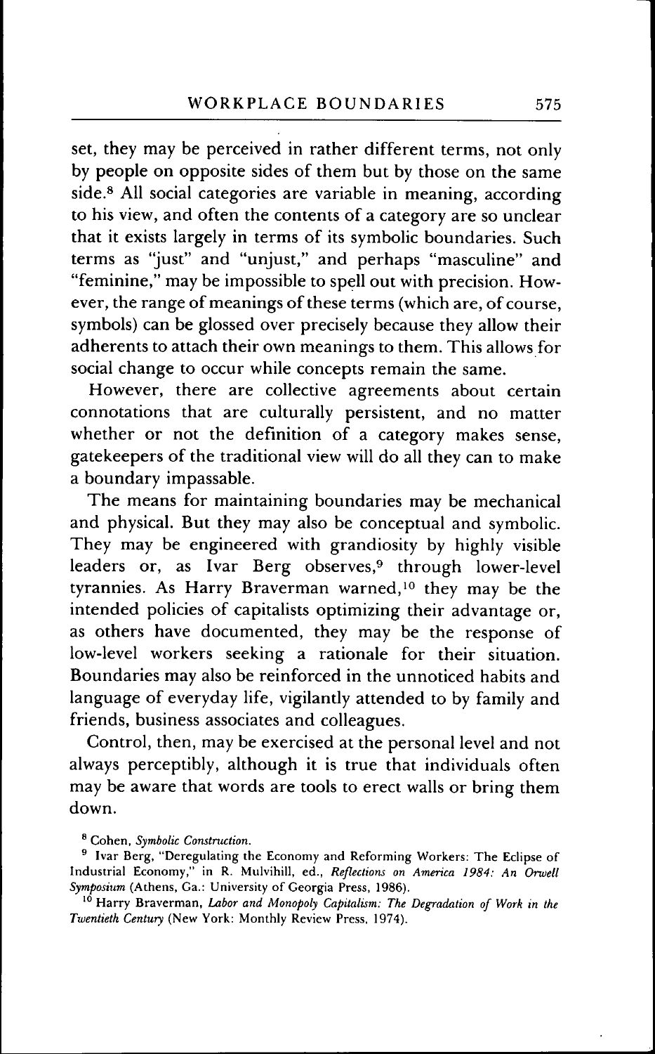set, they may be perceived in rather different terms, not only by people on opposite sides of them but by those on the same side.[8] All social categories are variable in meaning, according to his view, and often the contents of a category are so unclear that it exists largely in terms of its symbolic boundaries. Such terms as "just" and "unjust," and perhaps "masculine" and "feminine," may be impossible to spell out with precision. However, the range of meanings of these terms (which are, of course, symbols) can be glossed over precisely because they allow their adherents to attach their own meanings to them. This allows for social change to occur while concepts remain the same.

However, there are collective agreements about certain connotations that are culturally persistent, and no matter whether or not the definition of a category makes sense, gatekeepers of the traditional view will do all they can to make a boundary impassable.

The means for maintaining boundaries may be mechanical and physical. But they may also be conceptual and symbolic. They may be engineered with grandiosity by highly visible leaders or, as Ivar Berg observes,[9] through lower-level tyrannies. As Harry Braverman warned,[10] they may be the intended policies of capitalists optimizing their advantage or, as others have documented, they may be the response of low-level workers seeking a rationale for their situation. Boundaries may also be reinforced in the unnoticed habits and language of everyday life, vigilantly attended to by family and friends, business associates and colleagues.

Control, then, may be exercised at the personal level and not always perceptibly, although it is true that individuals often may be aware that words are tools to erect walls or bring them down.

[8] Cohen, *Symbolic Construction*.

[9] Ivar Berg, "Deregulating the Economy and Reforming Workers: The Eclipse of Industrial Economy," in R. Mulvihill, ed., *Reflections on America 1984: An Orwell Symposium* (Athens, Ga.: University of Georgia Press, 1986).

[10] Harry Braverman, *Labor and Monopoly Capitalism: The Degradation of Work in the Twentieth Century* (New York: Monthly Review Press, 1974).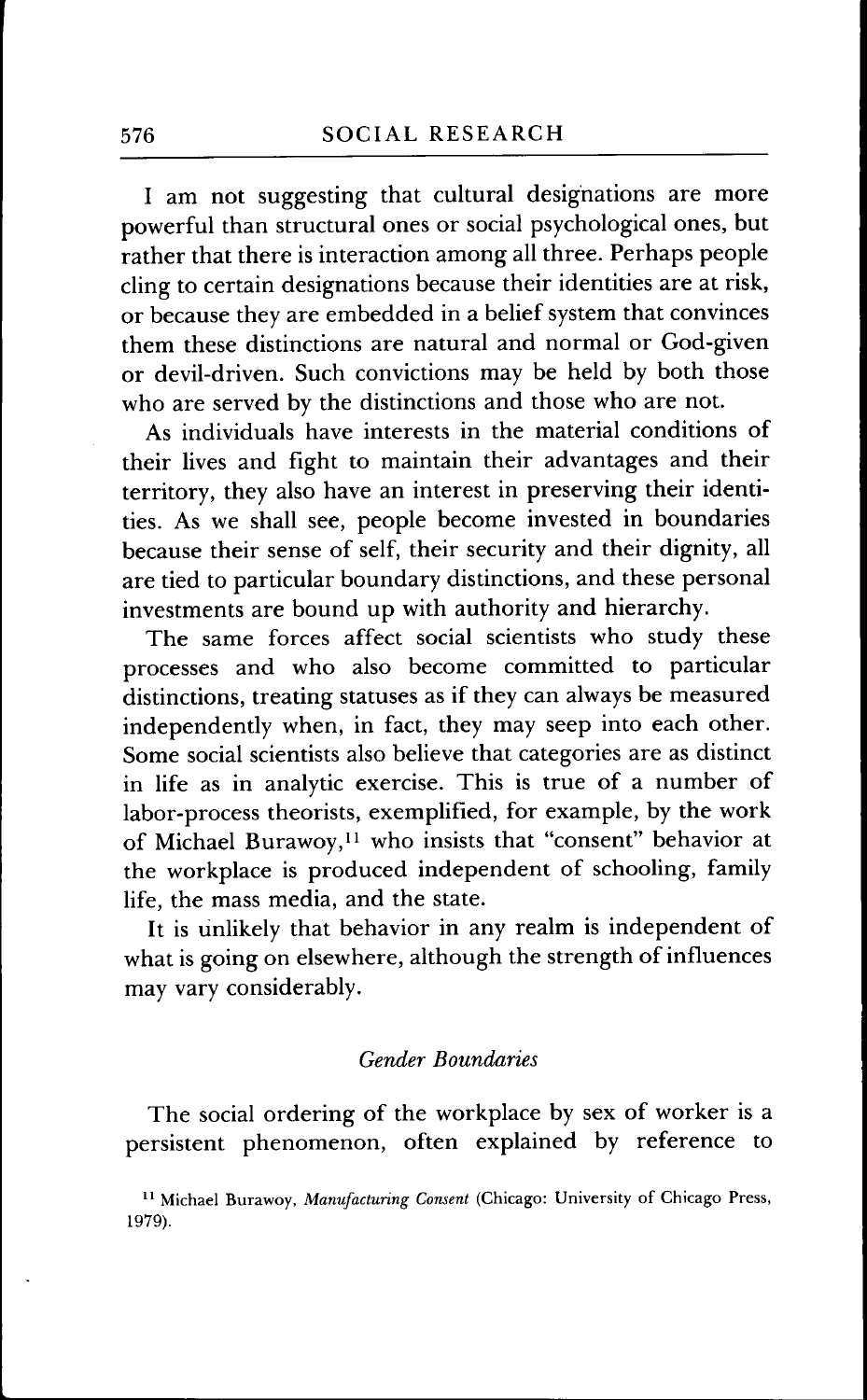I am not suggesting that cultural designations are more powerful than structural ones or social psychological ones, but rather that there is interaction among all three. Perhaps people cling to certain designations because their identities are at risk, or because they are embedded in a belief system that convinces them these distinctions are natural and normal or God-given or devil-driven. Such convictions may be held by both those who are served by the distinctions and those who are not.

As individuals have interests in the material conditions of their lives and fight to maintain their advantages and their territory, they also have an interest in preserving their identities. As we shall see, people become invested in boundaries because their sense of self, their security and their dignity, all are tied to particular boundary distinctions, and these personal investments are bound up with authority and hierarchy.

The same forces affect social scientists who study these processes and who also become committed to particular distinctions, treating statuses as if they can always be measured independently when, in fact, they may seep into each other. Some social scientists also believe that categories are as distinct in life as in analytic exercise. This is true of a number of labor-process theorists, exemplified, for example, by the work of Michael Burawoy,[11] who insists that "consent" behavior at the workplace is produced independent of schooling, family life, the mass media, and the state.

It is unlikely that behavior in any realm is independent of what is going on elsewhere, although the strength of influences may vary considerably.

### *Gender Boundaries*

The social ordering of the workplace by sex of worker is a persistent phenomenon, often explained by reference to

[11] Michael Burawoy, *Manufacturing Consent* (Chicago: University of Chicago Press, 1979).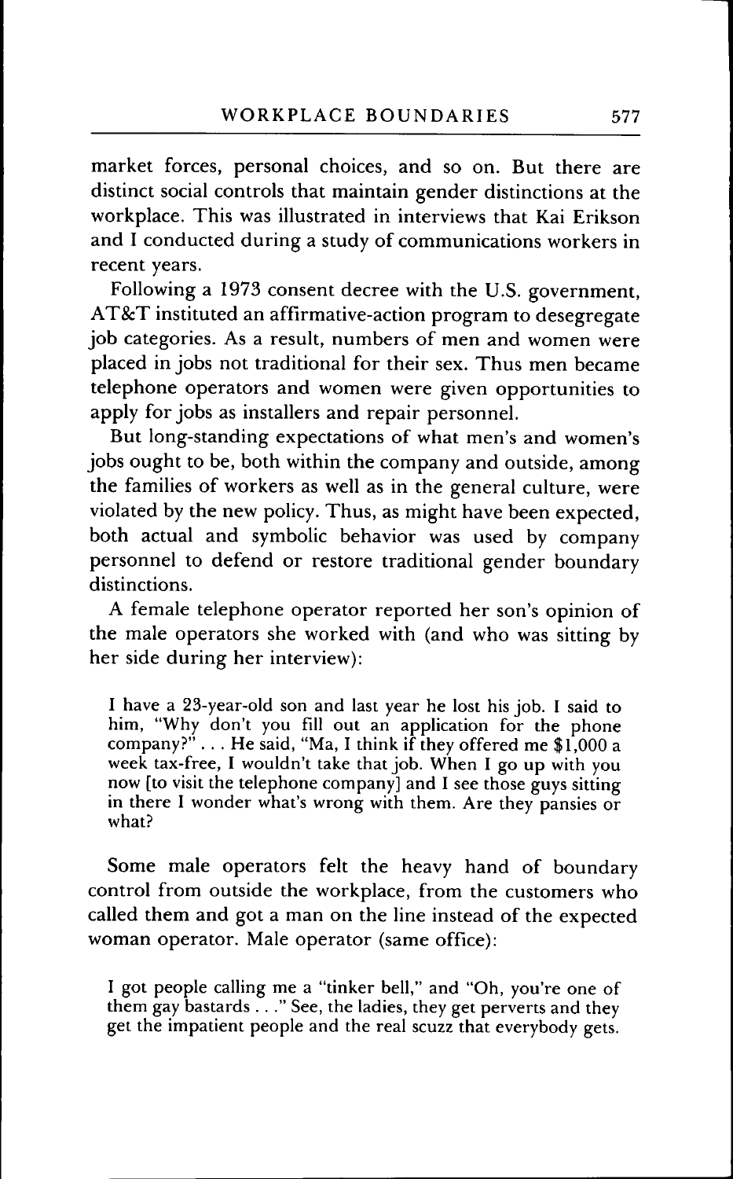market forces, personal choices, and so on. But there are distinct social controls that maintain gender distinctions at the workplace. This was illustrated in interviews that Kai Erikson and I conducted during a study of communications workers in recent years.

Following a 1973 consent decree with the U.S. government, AT&T instituted an affirmative-action program to desegregate job categories. As a result, numbers of men and women were placed in jobs not traditional for their sex. Thus men became telephone operators and women were given opportunities to apply for jobs as installers and repair personnel.

But long-standing expectations of what men's and women's jobs ought to be, both within the company and outside, among the families of workers as well as in the general culture, were violated by the new policy. Thus, as might have been expected, both actual and symbolic behavior was used by company personnel to defend or restore traditional gender boundary distinctions.

A female telephone operator reported her son's opinion of the male operators she worked with (and who was sitting by her side during her interview):

> I have a 23-year-old son and last year he lost his job. I said to him, "Why don't you fill out an application for the phone company?" . . . He said, "Ma, I think if they offered me $1,000 a week tax-free, I wouldn't take that job. When I go up with you now [to visit the telephone company] and I see those guys sitting in there I wonder what's wrong with them. Are they pansies or what?

Some male operators felt the heavy hand of boundary control from outside the workplace, from the customers who called them and got a man on the line instead of the expected woman operator. Male operator (same office):

> I got people calling me a "tinker bell," and "Oh, you're one of them gay bastards . . ." See, the ladies, they get perverts and they get the impatient people and the real scuzz that everybody gets.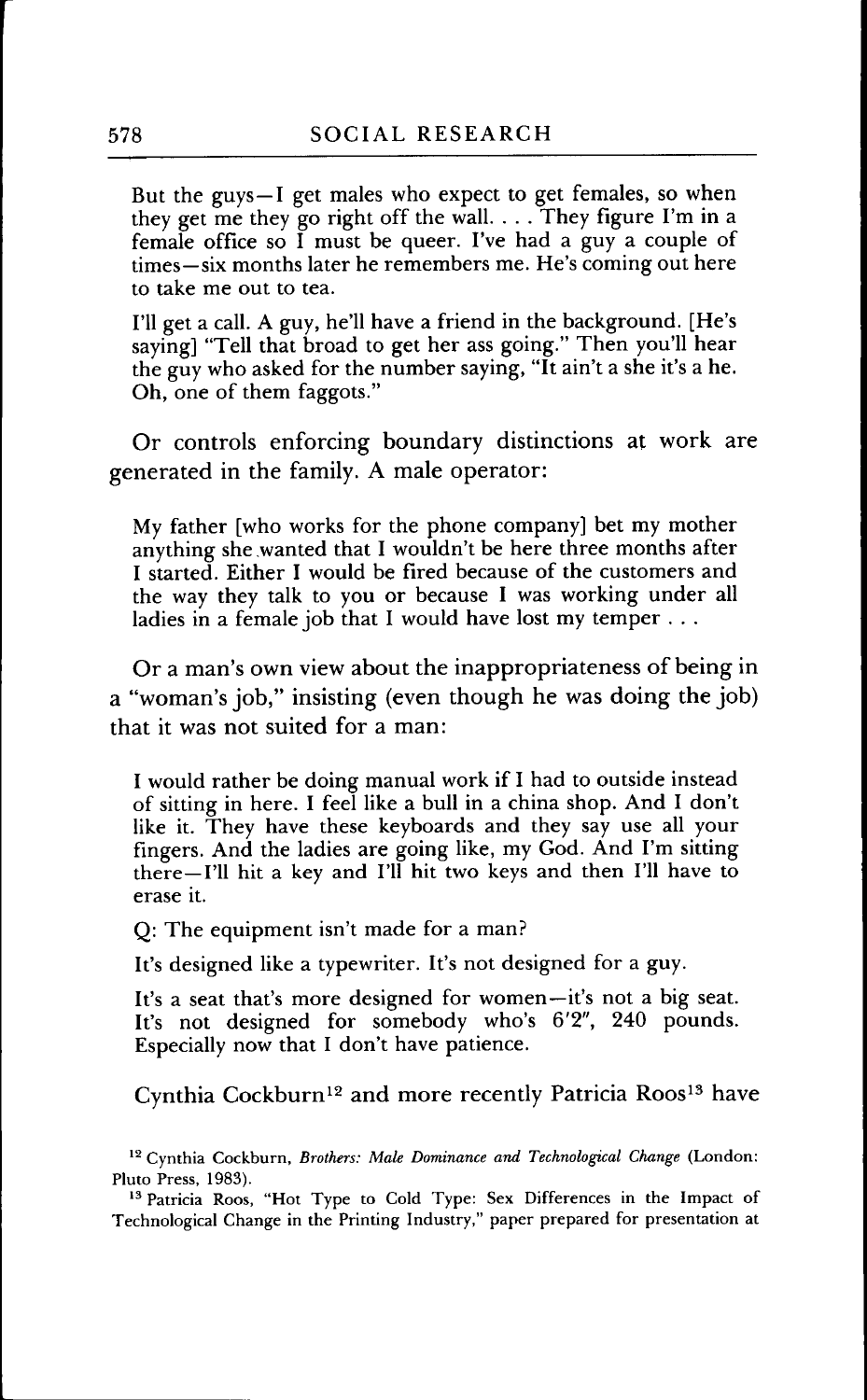> But the guys—I get males who expect to get females, so when they get me they go right off the wall. . . . They figure I'm in a female office so I must be queer. I've had a guy a couple of times—six months later he remembers me. He's coming out here to take me out to tea.
>
> I'll get a call. A guy, he'll have a friend in the background. [He's saying] "Tell that broad to get her ass going." Then you'll hear the guy who asked for the number saying, "It ain't a she it's a he. Oh, one of them faggots."

Or controls enforcing boundary distinctions at work are generated in the family. A male operator:

> My father [who works for the phone company] bet my mother anything she wanted that I wouldn't be here three months after I started. Either I would be fired because of the customers and the way they talk to you or because I was working under all ladies in a female job that I would have lost my temper . . .

Or a man's own view about the inappropriateness of being in a "woman's job," insisting (even though he was doing the job) that it was not suited for a man:

> I would rather be doing manual work if I had to outside instead of sitting in here. I feel like a bull in a china shop. And I don't like it. They have these keyboards and they say use all your fingers. And the ladies are going like, my God. And I'm sitting there—I'll hit a key and I'll hit two keys and then I'll have to erase it.
>
> Q: The equipment isn't made for a man?
>
> It's designed like a typewriter. It's not designed for a guy.
>
> It's a seat that's more designed for women—it's not a big seat. It's not designed for somebody who's 6′2″, 240 pounds. Especially now that I don't have patience.

Cynthia Cockburn[12] and more recently Patricia Roos[13] have

---

[12] Cynthia Cockburn, *Brothers: Male Dominance and Technological Change* (London: Pluto Press, 1983).

[13] Patricia Roos, "Hot Type to Cold Type: Sex Differences in the Impact of Technological Change in the Printing Industry," paper prepared for presentation at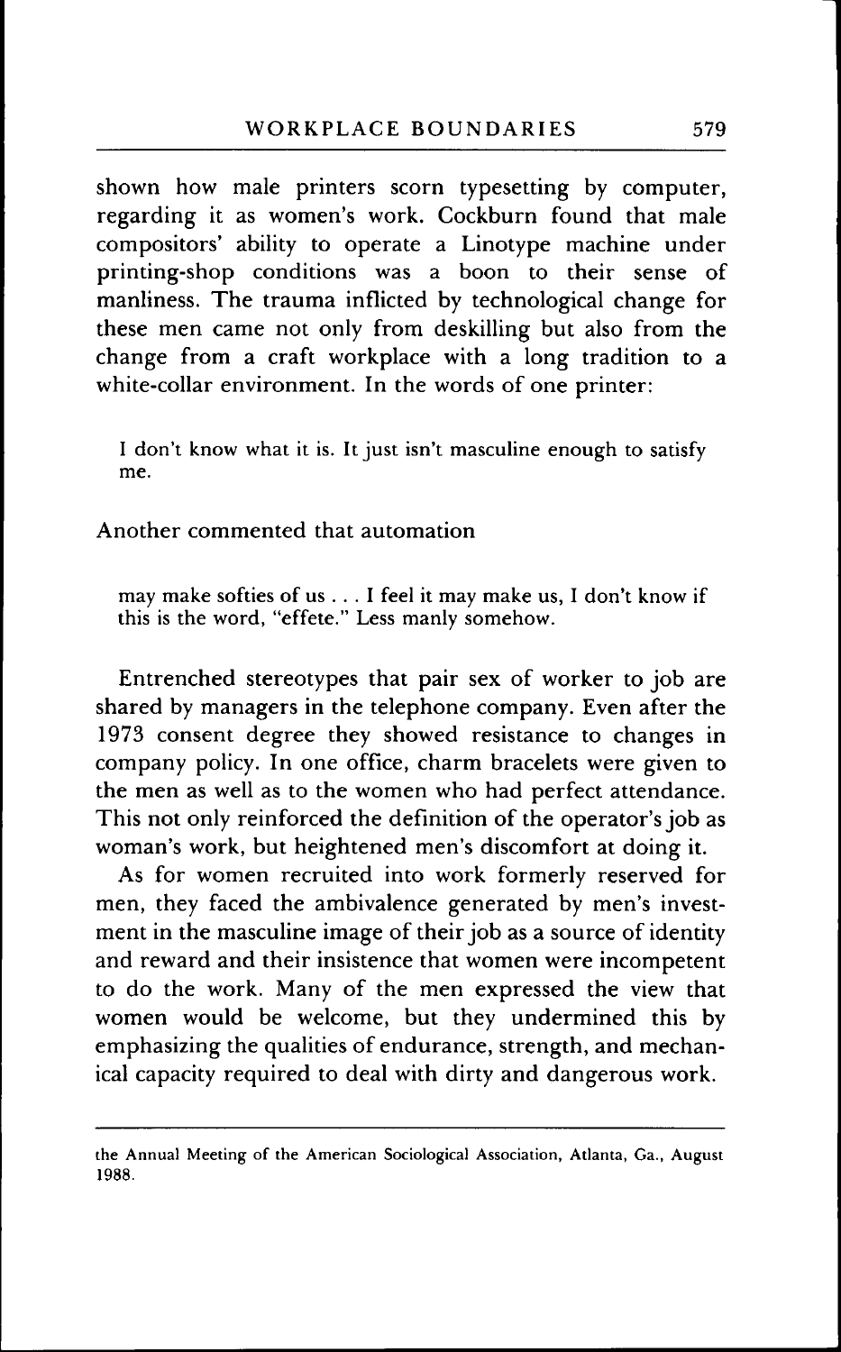shown how male printers scorn typesetting by computer, regarding it as women's work. Cockburn found that male compositors' ability to operate a Linotype machine under printing-shop conditions was a boon to their sense of manliness. The trauma inflicted by technological change for these men came not only from deskilling but also from the change from a craft workplace with a long tradition to a white-collar environment. In the words of one printer:

> I don't know what it is. It just isn't masculine enough to satisfy me.

Another commented that automation

> may make softies of us . . . I feel it may make us, I don't know if this is the word, "effete." Less manly somehow.

Entrenched stereotypes that pair sex of worker to job are shared by managers in the telephone company. Even after the 1973 consent degree they showed resistance to changes in company policy. In one office, charm bracelets were given to the men as well as to the women who had perfect attendance. This not only reinforced the definition of the operator's job as woman's work, but heightened men's discomfort at doing it.

As for women recruited into work formerly reserved for men, they faced the ambivalence generated by men's investment in the masculine image of their job as a source of identity and reward and their insistence that women were incompetent to do the work. Many of the men expressed the view that women would be welcome, but they undermined this by emphasizing the qualities of endurance, strength, and mechanical capacity required to deal with dirty and dangerous work.

---

the Annual Meeting of the American Sociological Association, Atlanta, Ga., August 1988.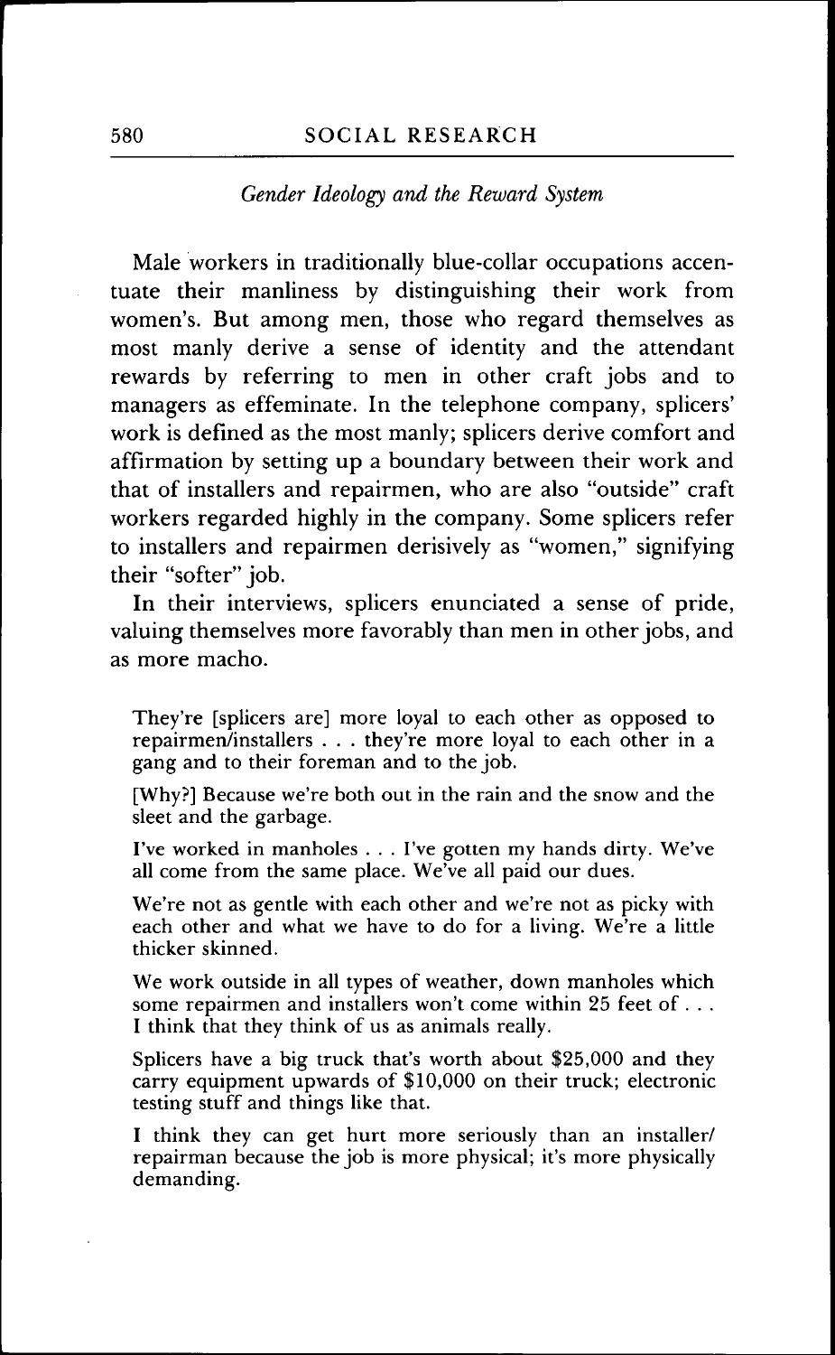### *Gender Ideology and the Reward System*

Male workers in traditionally blue-collar occupations accentuate their manliness by distinguishing their work from women's. But among men, those who regard themselves as most manly derive a sense of identity and the attendant rewards by referring to men in other craft jobs and to managers as effeminate. In the telephone company, splicers' work is defined as the most manly; splicers derive comfort and affirmation by setting up a boundary between their work and that of installers and repairmen, who are also "outside" craft workers regarded highly in the company. Some splicers refer to installers and repairmen derisively as "women," signifying their "softer" job.

In their interviews, splicers enunciated a sense of pride, valuing themselves more favorably than men in other jobs, and as more macho.

> They're [splicers are] more loyal to each other as opposed to repairmen/installers . . . they're more loyal to each other in a gang and to their foreman and to the job.
>
> [Why?] Because we're both out in the rain and the snow and the sleet and the garbage.
>
> I've worked in manholes . . . I've gotten my hands dirty. We've all come from the same place. We've all paid our dues.
>
> We're not as gentle with each other and we're not as picky with each other and what we have to do for a living. We're a little thicker skinned.
>
> We work outside in all types of weather, down manholes which some repairmen and installers won't come within 25 feet of . . . I think that they think of us as animals really.
>
> Splicers have a big truck that's worth about $25,000 and they carry equipment upwards of $10,000 on their truck; electronic testing stuff and things like that.
>
> I think they can get hurt more seriously than an installer/repairman because the job is more physical; it's more physically demanding.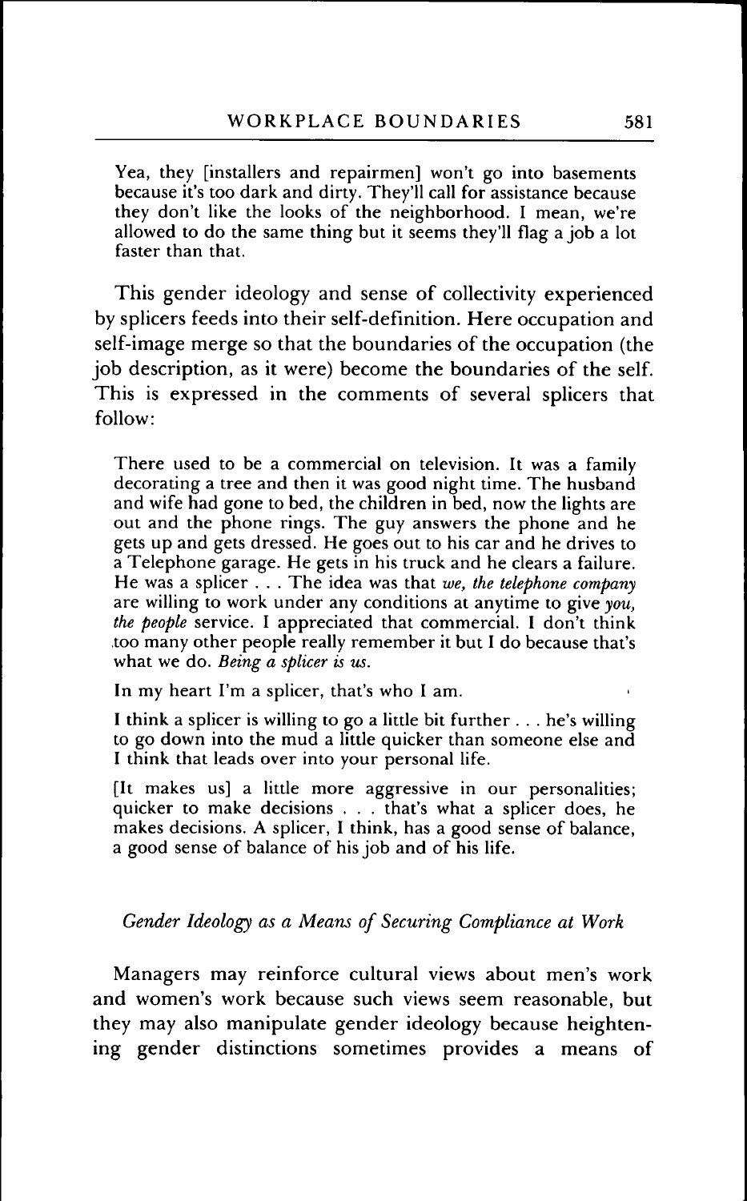> Yea, they [installers and repairmen] won't go into basements because it's too dark and dirty. They'll call for assistance because they don't like the looks of the neighborhood. I mean, we're allowed to do the same thing but it seems they'll flag a job a lot faster than that.

This gender ideology and sense of collectivity experienced by splicers feeds into their self-definition. Here occupation and self-image merge so that the boundaries of the occupation (the job description, as it were) become the boundaries of the self. This is expressed in the comments of several splicers that follow:

> There used to be a commercial on television. It was a family decorating a tree and then it was good night time. The husband and wife had gone to bed, the children in bed, now the lights are out and the phone rings. The guy answers the phone and he gets up and gets dressed. He goes out to his car and he drives to a Telephone garage. He gets in his truck and he clears a failure. He was a splicer . . . The idea was that *we, the telephone company* are willing to work under any conditions at anytime to give *you, the people* service. I appreciated that commercial. I don't think too many other people really remember it but I do because that's what we do. *Being a splicer is us.*
>
> In my heart I'm a splicer, that's who I am.
>
> I think a splicer is willing to go a little bit further . . . he's willing to go down into the mud a little quicker than someone else and I think that leads over into your personal life.
>
> [It makes us] a little more aggressive in our personalities; quicker to make decisions . . . that's what a splicer does, he makes decisions. A splicer, I think, has a good sense of balance, a good sense of balance of his job and of his life.

### *Gender Ideology as a Means of Securing Compliance at Work*

Managers may reinforce cultural views about men's work and women's work because such views seem reasonable, but they may also manipulate gender ideology because heightening gender distinctions sometimes provides a means of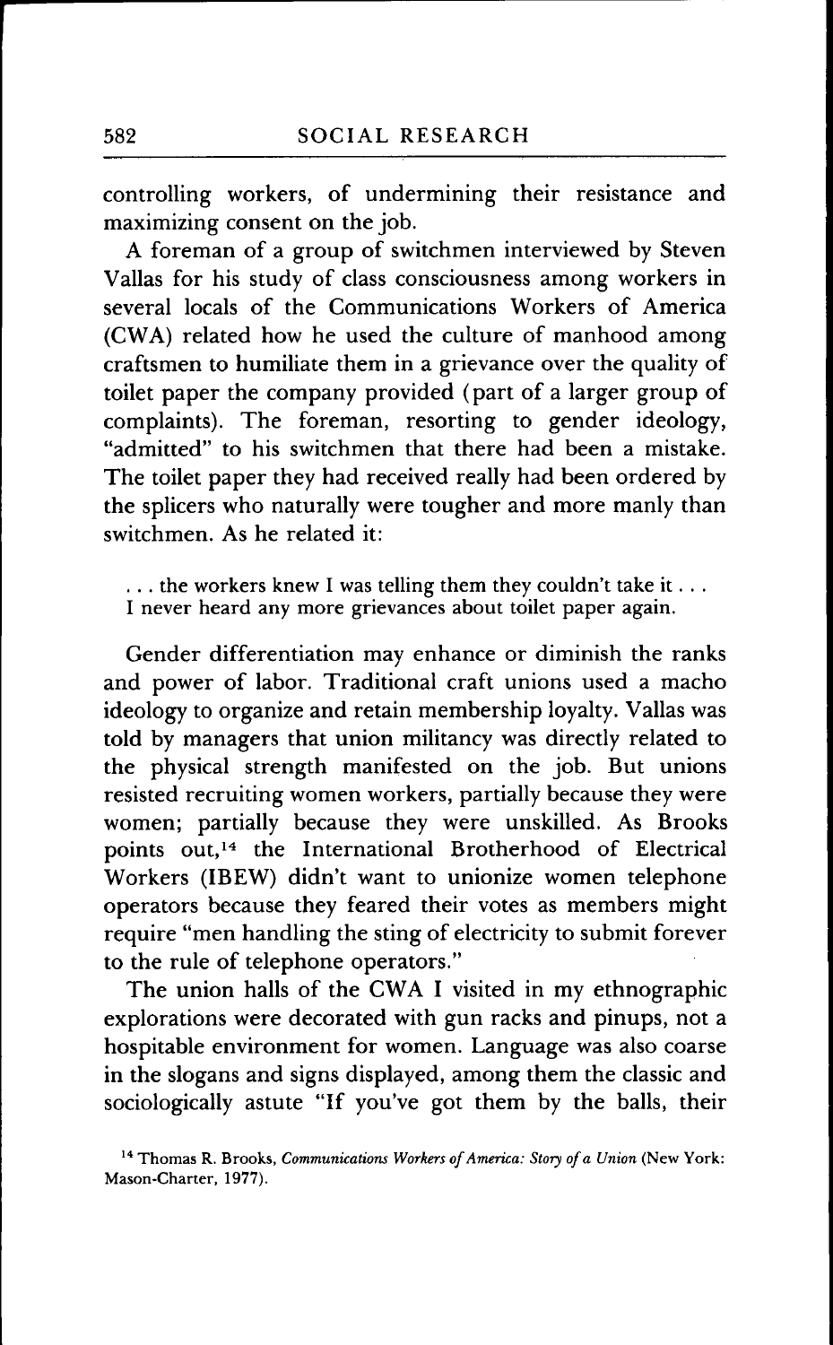controlling workers, of undermining their resistance and maximizing consent on the job.

A foreman of a group of switchmen interviewed by Steven Vallas for his study of class consciousness among workers in several locals of the Communications Workers of America (CWA) related how he used the culture of manhood among craftsmen to humiliate them in a grievance over the quality of toilet paper the company provided (part of a larger group of complaints). The foreman, resorting to gender ideology, "admitted" to his switchmen that there had been a mistake. The toilet paper they had received really had been ordered by the splicers who naturally were tougher and more manly than switchmen. As he related it:

> . . . the workers knew I was telling them they couldn't take it . . . I never heard any more grievances about toilet paper again.

Gender differentiation may enhance or diminish the ranks and power of labor. Traditional craft unions used a macho ideology to organize and retain membership loyalty. Vallas was told by managers that union militancy was directly related to the physical strength manifested on the job. But unions resisted recruiting women workers, partially because they were women; partially because they were unskilled. As Brooks points out,[14] the International Brotherhood of Electrical Workers (IBEW) didn't want to unionize women telephone operators because they feared their votes as members might require "men handling the sting of electricity to submit forever to the rule of telephone operators."

The union halls of the CWA I visited in my ethnographic explorations were decorated with gun racks and pinups, not a hospitable environment for women. Language was also coarse in the slogans and signs displayed, among them the classic and sociologically astute "If you've got them by the balls, their

[14] Thomas R. Brooks, *Communications Workers of America: Story of a Union* (New York: Mason-Charter, 1977).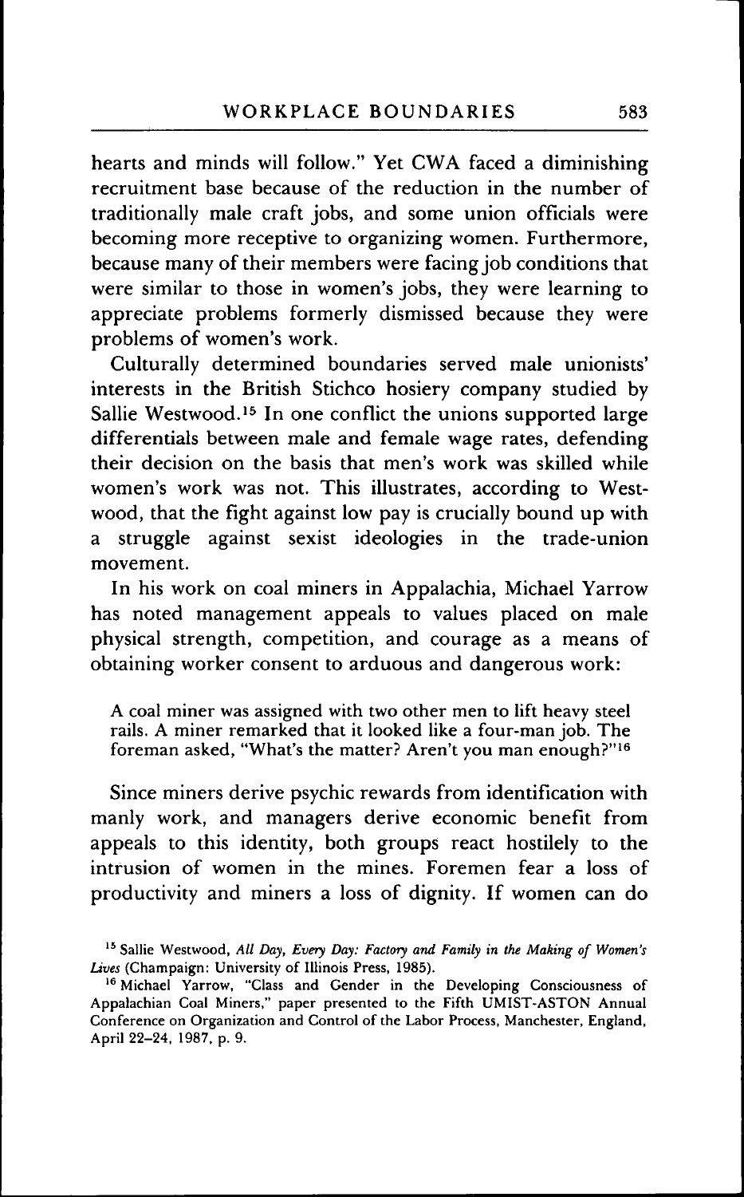hearts and minds will follow." Yet CWA faced a diminishing recruitment base because of the reduction in the number of traditionally male craft jobs, and some union officials were becoming more receptive to organizing women. Furthermore, because many of their members were facing job conditions that were similar to those in women's jobs, they were learning to appreciate problems formerly dismissed because they were problems of women's work.

Culturally determined boundaries served male unionists' interests in the British Stichco hosiery company studied by Sallie Westwood.[15] In one conflict the unions supported large differentials between male and female wage rates, defending their decision on the basis that men's work was skilled while women's work was not. This illustrates, according to Westwood, that the fight against low pay is crucially bound up with a struggle against sexist ideologies in the trade-union movement.

In his work on coal miners in Appalachia, Michael Yarrow has noted management appeals to values placed on male physical strength, competition, and courage as a means of obtaining worker consent to arduous and dangerous work:

> A coal miner was assigned with two other men to lift heavy steel rails. A miner remarked that it looked like a four-man job. The foreman asked, "What's the matter? Aren't you man enough?"[16]

Since miners derive psychic rewards from identification with manly work, and managers derive economic benefit from appeals to this identity, both groups react hostilely to the intrusion of women in the mines. Foremen fear a loss of productivity and miners a loss of dignity. If women can do

---

[15] Sallie Westwood, *All Day, Every Day: Factory and Family in the Making of Women's Lives* (Champaign: University of Illinois Press, 1985).

[16] Michael Yarrow, "Class and Gender in the Developing Consciousness of Appalachian Coal Miners," paper presented to the Fifth UMIST-ASTON Annual Conference on Organization and Control of the Labor Process, Manchester, England, April 22–24, 1987, p. 9.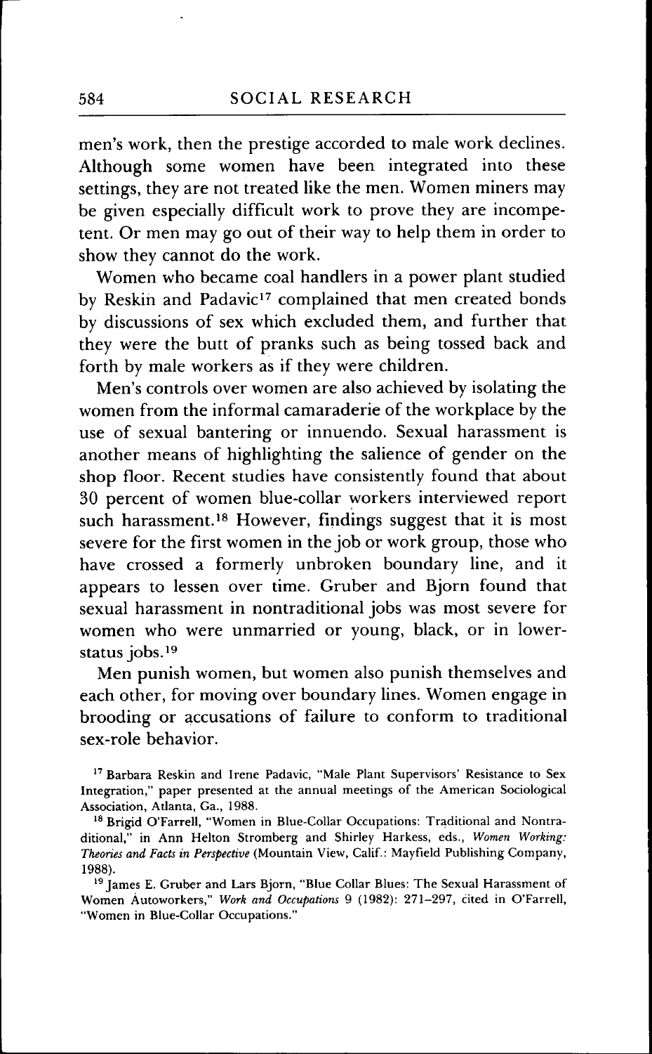men's work, then the prestige accorded to male work declines. Although some women have been integrated into these settings, they are not treated like the men. Women miners may be given especially difficult work to prove they are incompetent. Or men may go out of their way to help them in order to show they cannot do the work.

Women who became coal handlers in a power plant studied by Reskin and Padavic[17] complained that men created bonds by discussions of sex which excluded them, and further that they were the butt of pranks such as being tossed back and forth by male workers as if they were children.

Men's controls over women are also achieved by isolating the women from the informal camaraderie of the workplace by the use of sexual bantering or innuendo. Sexual harassment is another means of highlighting the salience of gender on the shop floor. Recent studies have consistently found that about 30 percent of women blue-collar workers interviewed report such harassment.[18] However, findings suggest that it is most severe for the first women in the job or work group, those who have crossed a formerly unbroken boundary line, and it appears to lessen over time. Gruber and Bjorn found that sexual harassment in nontraditional jobs was most severe for women who were unmarried or young, black, or in lower-status jobs.[19]

Men punish women, but women also punish themselves and each other, for moving over boundary lines. Women engage in brooding or accusations of failure to conform to traditional sex-role behavior.

[17] Barbara Reskin and Irene Padavic, "Male Plant Supervisors' Resistance to Sex Integration," paper presented at the annual meetings of the American Sociological Association, Atlanta, Ga., 1988.

[18] Brigid O'Farrell, "Women in Blue-Collar Occupations: Traditional and Nontraditional," in Ann Helton Stromberg and Shirley Harkess, eds., *Women Working: Theories and Facts in Perspective* (Mountain View, Calif.: Mayfield Publishing Company, 1988).

[19] James E. Gruber and Lars Bjorn, "Blue Collar Blues: The Sexual Harassment of Women Autoworkers," *Work and Occupations* 9 (1982): 271–297, cited in O'Farrell, "Women in Blue-Collar Occupations."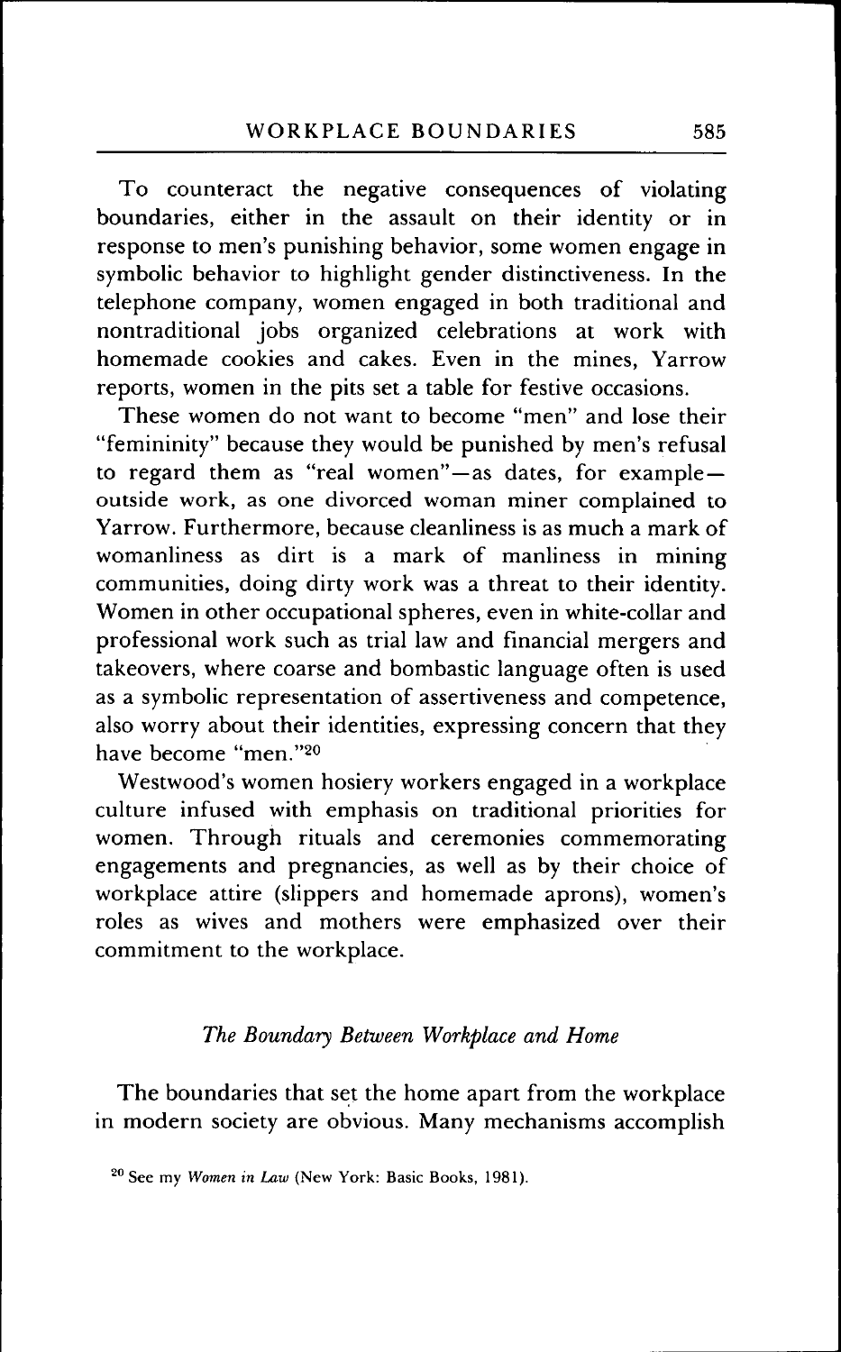To counteract the negative consequences of violating boundaries, either in the assault on their identity or in response to men's punishing behavior, some women engage in symbolic behavior to highlight gender distinctiveness. In the telephone company, women engaged in both traditional and nontraditional jobs organized celebrations at work with homemade cookies and cakes. Even in the mines, Yarrow reports, women in the pits set a table for festive occasions.

These women do not want to become "men" and lose their "femininity" because they would be punished by men's refusal to regard them as "real women"—as dates, for example—outside work, as one divorced woman miner complained to Yarrow. Furthermore, because cleanliness is as much a mark of womanliness as dirt is a mark of manliness in mining communities, doing dirty work was a threat to their identity. Women in other occupational spheres, even in white-collar and professional work such as trial law and financial mergers and takeovers, where coarse and bombastic language often is used as a symbolic representation of assertiveness and competence, also worry about their identities, expressing concern that they have become "men."[20]

Westwood's women hosiery workers engaged in a workplace culture infused with emphasis on traditional priorities for women. Through rituals and ceremonies commemorating engagements and pregnancies, as well as by their choice of workplace attire (slippers and homemade aprons), women's roles as wives and mothers were emphasized over their commitment to the workplace.

### *The Boundary Between Workplace and Home*

The boundaries that set the home apart from the workplace in modern society are obvious. Many mechanisms accomplish

[20] See my *Women in Law* (New York: Basic Books, 1981).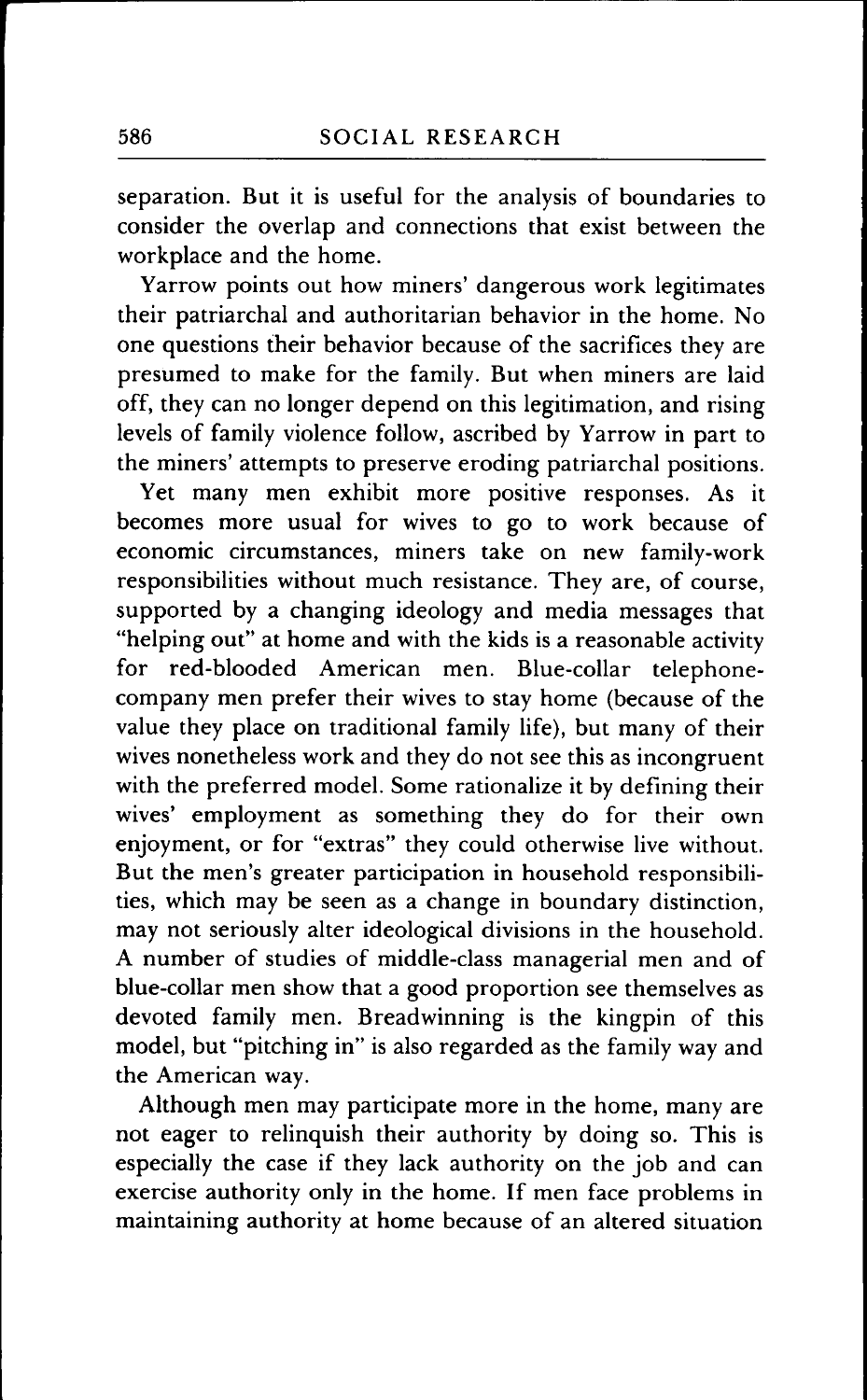separation. But it is useful for the analysis of boundaries to consider the overlap and connections that exist between the workplace and the home.

Yarrow points out how miners' dangerous work legitimates their patriarchal and authoritarian behavior in the home. No one questions their behavior because of the sacrifices they are presumed to make for the family. But when miners are laid off, they can no longer depend on this legitimation, and rising levels of family violence follow, ascribed by Yarrow in part to the miners' attempts to preserve eroding patriarchal positions.

Yet many men exhibit more positive responses. As it becomes more usual for wives to go to work because of economic circumstances, miners take on new family-work responsibilities without much resistance. They are, of course, supported by a changing ideology and media messages that "helping out" at home and with the kids is a reasonable activity for red-blooded American men. Blue-collar telephone-company men prefer their wives to stay home (because of the value they place on traditional family life), but many of their wives nonetheless work and they do not see this as incongruent with the preferred model. Some rationalize it by defining their wives' employment as something they do for their own enjoyment, or for "extras" they could otherwise live without. But the men's greater participation in household responsibilities, which may be seen as a change in boundary distinction, may not seriously alter ideological divisions in the household. A number of studies of middle-class managerial men and of blue-collar men show that a good proportion see themselves as devoted family men. Breadwinning is the kingpin of this model, but "pitching in" is also regarded as the family way and the American way.

Although men may participate more in the home, many are not eager to relinquish their authority by doing so. This is especially the case if they lack authority on the job and can exercise authority only in the home. If men face problems in maintaining authority at home because of an altered situation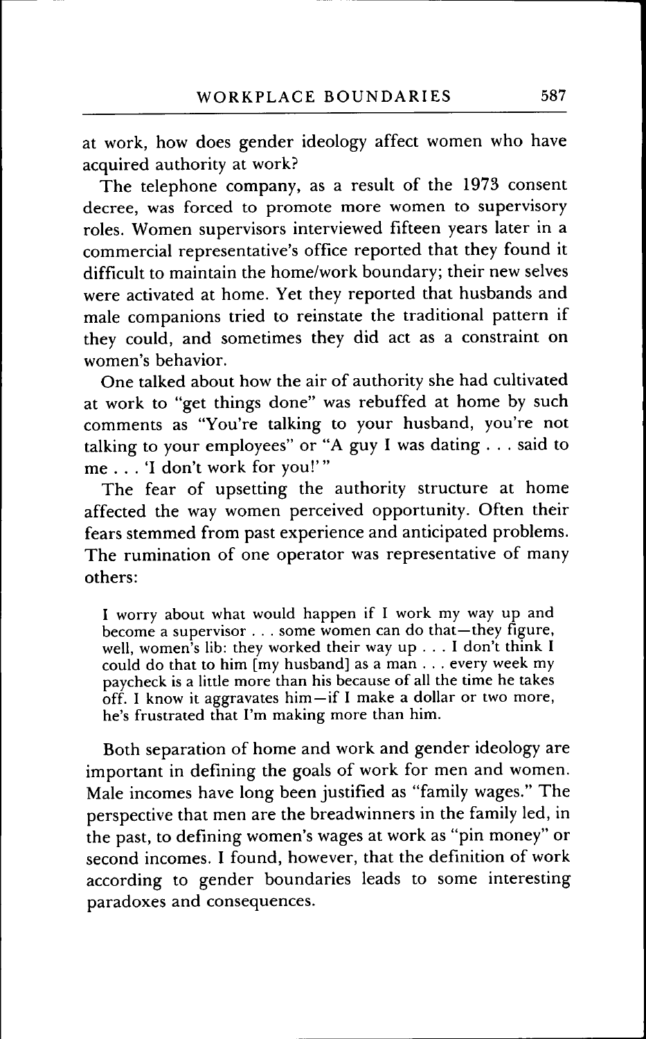at work, how does gender ideology affect women who have acquired authority at work?

The telephone company, as a result of the 1973 consent decree, was forced to promote more women to supervisory roles. Women supervisors interviewed fifteen years later in a commercial representative's office reported that they found it difficult to maintain the home/work boundary; their new selves were activated at home. Yet they reported that husbands and male companions tried to reinstate the traditional pattern if they could, and sometimes they did act as a constraint on women's behavior.

One talked about how the air of authority she had cultivated at work to "get things done" was rebuffed at home by such comments as "You're talking to your husband, you're not talking to your employees" or "A guy I was dating . . . said to me . . . 'I don't work for you!'"

The fear of upsetting the authority structure at home affected the way women perceived opportunity. Often their fears stemmed from past experience and anticipated problems. The rumination of one operator was representative of many others:

> I worry about what would happen if I work my way up and become a supervisor . . . some women can do that—they figure, well, women's lib: they worked their way up . . . I don't think I could do that to him [my husband] as a man . . . every week my paycheck is a little more than his because of all the time he takes off. I know it aggravates him—if I make a dollar or two more, he's frustrated that I'm making more than him.

Both separation of home and work and gender ideology are important in defining the goals of work for men and women. Male incomes have long been justified as "family wages." The perspective that men are the breadwinners in the family led, in the past, to defining women's wages at work as "pin money" or second incomes. I found, however, that the definition of work according to gender boundaries leads to some interesting paradoxes and consequences.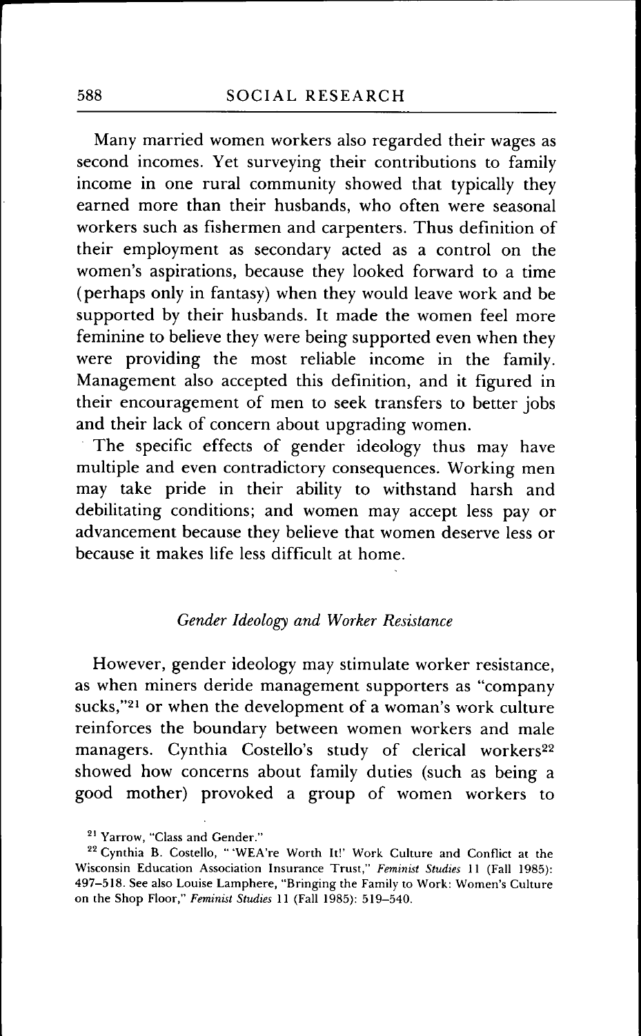Many married women workers also regarded their wages as second incomes. Yet surveying their contributions to family income in one rural community showed that typically they earned more than their husbands, who often were seasonal workers such as fishermen and carpenters. Thus definition of their employment as secondary acted as a control on the women's aspirations, because they looked forward to a time (perhaps only in fantasy) when they would leave work and be supported by their husbands. It made the women feel more feminine to believe they were being supported even when they were providing the most reliable income in the family. Management also accepted this definition, and it figured in their encouragement of men to seek transfers to better jobs and their lack of concern about upgrading women.

The specific effects of gender ideology thus may have multiple and even contradictory consequences. Working men may take pride in their ability to withstand harsh and debilitating conditions; and women may accept less pay or advancement because they believe that women deserve less or because it makes life less difficult at home.

### *Gender Ideology and Worker Resistance*

However, gender ideology may stimulate worker resistance, as when miners deride management supporters as "company sucks,"[21] or when the development of a woman's work culture reinforces the boundary between women workers and male managers. Cynthia Costello's study of clerical workers[22] showed how concerns about family duties (such as being a good mother) provoked a group of women workers to

[21] Yarrow, "Class and Gender."

[22] Cynthia B. Costello, "'WEA're Worth It!' Work Culture and Conflict at the Wisconsin Education Association Insurance Trust," *Feminist Studies* 11 (Fall 1985): 497–518. See also Louise Lamphere, "Bringing the Family to Work: Women's Culture on the Shop Floor," *Feminist Studies* 11 (Fall 1985): 519–540.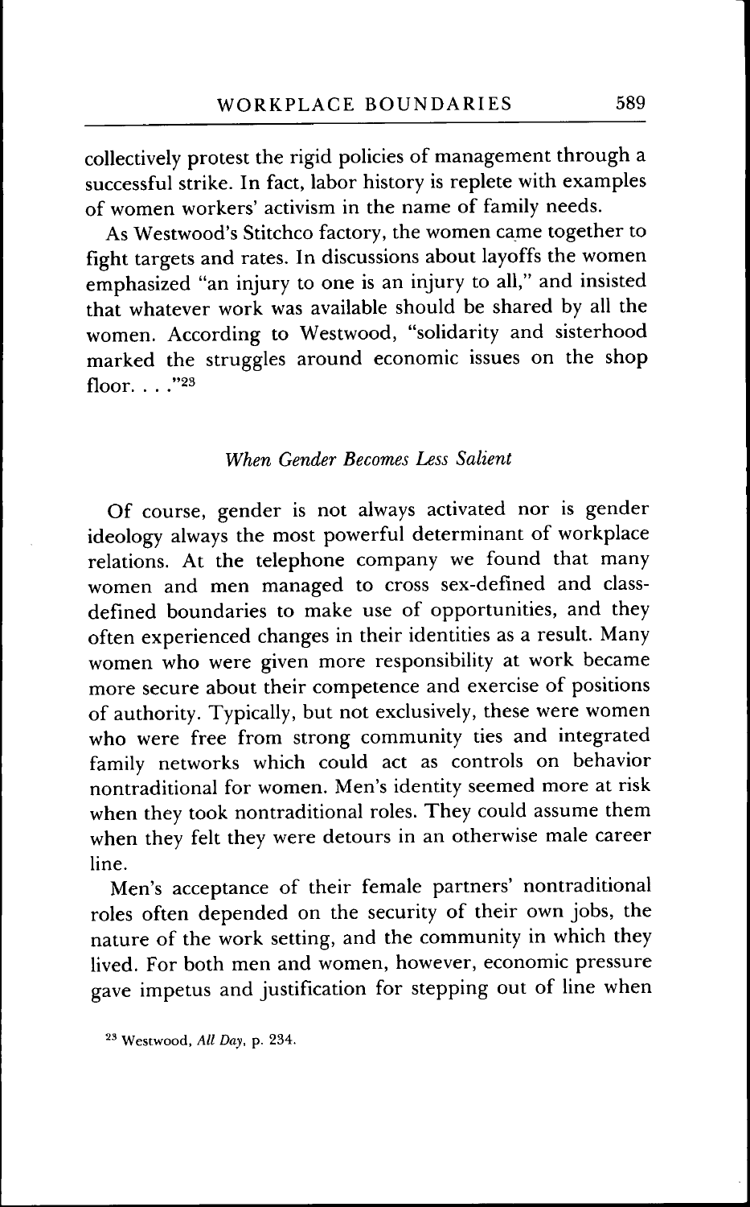collectively protest the rigid policies of management through a successful strike. In fact, labor history is replete with examples of women workers' activism in the name of family needs.

As Westwood's Stitchco factory, the women came together to fight targets and rates. In discussions about layoffs the women emphasized "an injury to one is an injury to all," and insisted that whatever work was available should be shared by all the women. According to Westwood, "solidarity and sisterhood marked the struggles around economic issues on the shop floor. . . ."[23]

### *When Gender Becomes Less Salient*

Of course, gender is not always activated nor is gender ideology always the most powerful determinant of workplace relations. At the telephone company we found that many women and men managed to cross sex-defined and class-defined boundaries to make use of opportunities, and they often experienced changes in their identities as a result. Many women who were given more responsibility at work became more secure about their competence and exercise of positions of authority. Typically, but not exclusively, these were women who were free from strong community ties and integrated family networks which could act as controls on behavior nontraditional for women. Men's identity seemed more at risk when they took nontraditional roles. They could assume them when they felt they were detours in an otherwise male career line.

Men's acceptance of their female partners' nontraditional roles often depended on the security of their own jobs, the nature of the work setting, and the community in which they lived. For both men and women, however, economic pressure gave impetus and justification for stepping out of line when

[23] Westwood, *All Day*, p. 234.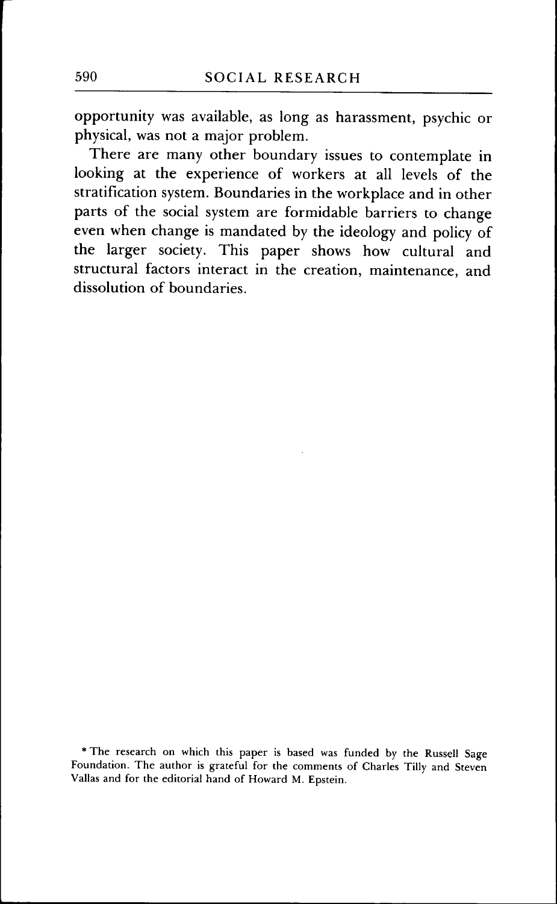opportunity was available, as long as harassment, psychic or physical, was not a major problem.

There are many other boundary issues to contemplate in looking at the experience of workers at all levels of the stratification system. Boundaries in the workplace and in other parts of the social system are formidable barriers to change even when change is mandated by the ideology and policy of the larger society. This paper shows how cultural and structural factors interact in the creation, maintenance, and dissolution of boundaries.

* The research on which this paper is based was funded by the Russell Sage Foundation. The author is grateful for the comments of Charles Tilly and Steven Vallas and for the editorial hand of Howard M. Epstein.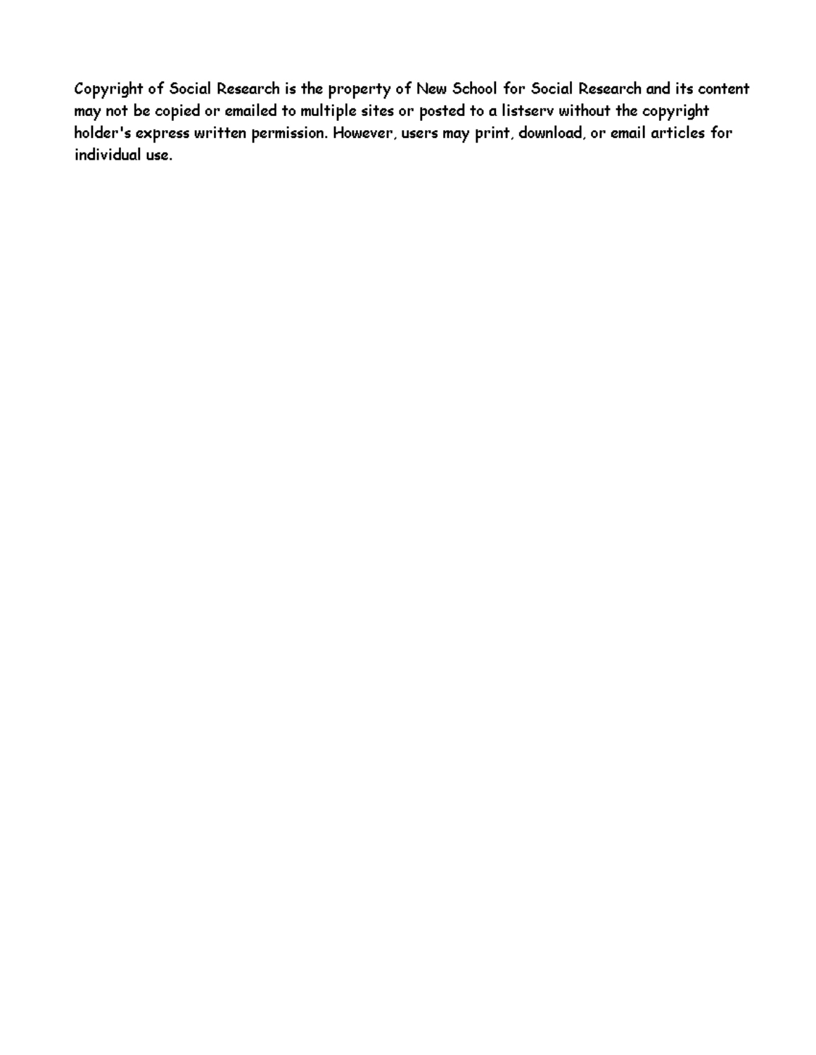Copyright of Social Research is the property of New School for Social Research and its content may not be copied or emailed to multiple sites or posted to a listserv without the copyright holder's express written permission. However, users may print, download, or email articles for individual use.